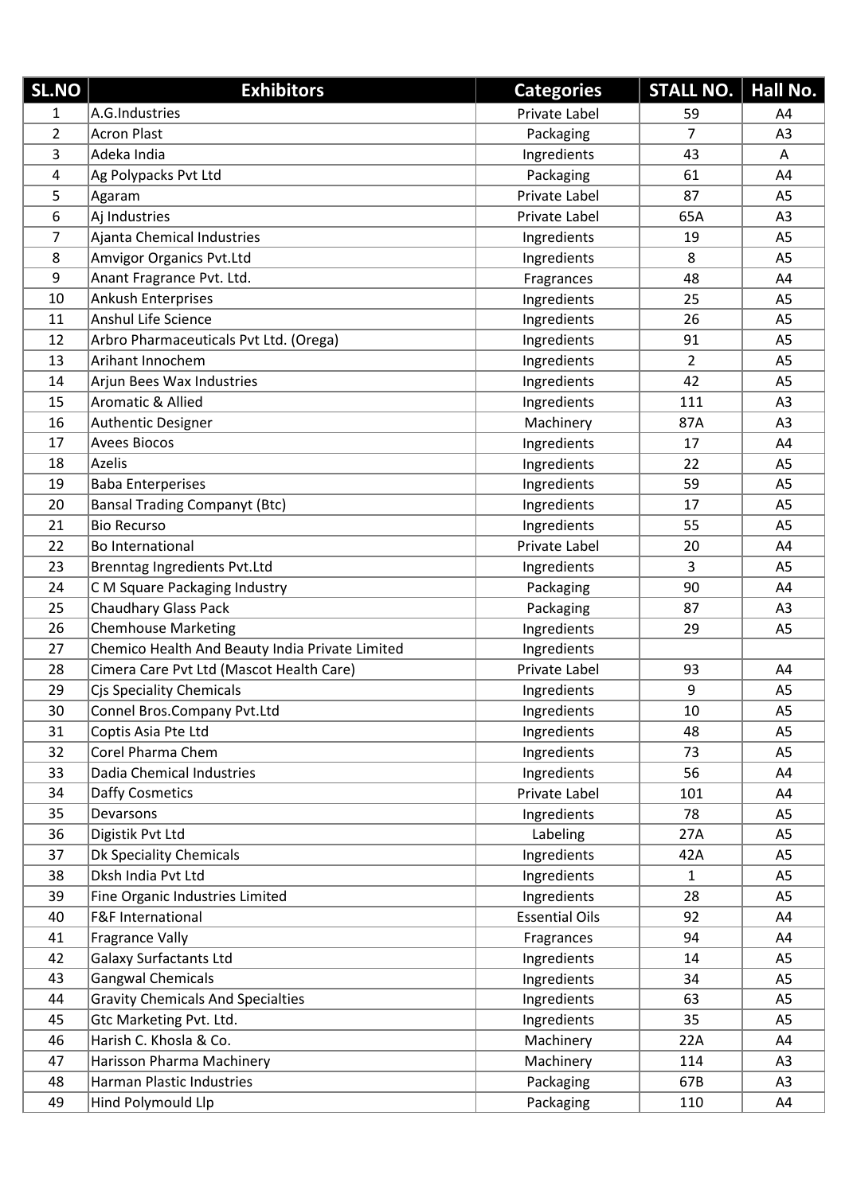| SL.NO | Exhibitors | Categories | STALL NO. | Hall No. |
|---|---|---|---|---|
| 1 | A.G.Industries | Private Label | 59 | A4 |
| 2 | Acron Plast | Packaging | 7 | A3 |
| 3 | Adeka India | Ingredients | 43 | A |
| 4 | Ag Polypacks Pvt Ltd | Packaging | 61 | A4 |
| 5 | Agaram | Private Label | 87 | A5 |
| 6 | Aj Industries | Private Label | 65A | A3 |
| 7 | Ajanta Chemical Industries | Ingredients | 19 | A5 |
| 8 | Amvigor Organics Pvt.Ltd | Ingredients | 8 | A5 |
| 9 | Anant Fragrance Pvt. Ltd. | Fragrances | 48 | A4 |
| 10 | Ankush Enterprises | Ingredients | 25 | A5 |
| 11 | Anshul Life Science | Ingredients | 26 | A5 |
| 12 | Arbro Pharmaceuticals Pvt Ltd. (Orega) | Ingredients | 91 | A5 |
| 13 | Arihant Innochem | Ingredients | 2 | A5 |
| 14 | Arjun Bees Wax Industries | Ingredients | 42 | A5 |
| 15 | Aromatic & Allied | Ingredients | 111 | A3 |
| 16 | Authentic Designer | Machinery | 87A | A3 |
| 17 | Avees Biocos | Ingredients | 17 | A4 |
| 18 | Azelis | Ingredients | 22 | A5 |
| 19 | Baba Enterperises | Ingredients | 59 | A5 |
| 20 | Bansal Trading Companyt (Btc) | Ingredients | 17 | A5 |
| 21 | Bio Recurso | Ingredients | 55 | A5 |
| 22 | Bo International | Private Label | 20 | A4 |
| 23 | Brenntag Ingredients Pvt.Ltd | Ingredients | 3 | A5 |
| 24 | C M Square Packaging Industry | Packaging | 90 | A4 |
| 25 | Chaudhary Glass Pack | Packaging | 87 | A3 |
| 26 | Chemhouse Marketing | Ingredients | 29 | A5 |
| 27 | Chemico Health And Beauty India Private Limited | Ingredients | | |
| 28 | Cimera Care Pvt Ltd (Mascot Health Care) | Private Label | 93 | A4 |
| 29 | Cjs Speciality Chemicals | Ingredients | 9 | A5 |
| 30 | Connel Bros.Company Pvt.Ltd | Ingredients | 10 | A5 |
| 31 | Coptis Asia Pte Ltd | Ingredients | 48 | A5 |
| 32 | Corel Pharma Chem | Ingredients | 73 | A5 |
| 33 | Dadia Chemical Industries | Ingredients | 56 | A4 |
| 34 | Daffy Cosmetics | Private Label | 101 | A4 |
| 35 | Devarsons | Ingredients | 78 | A5 |
| 36 | Digistik Pvt Ltd | Labeling | 27A | A5 |
| 37 | Dk Speciality Chemicals | Ingredients | 42A | A5 |
| 38 | Dksh India Pvt Ltd | Ingredients | 1 | A5 |
| 39 | Fine Organic Industries Limited | Ingredients | 28 | A5 |
| 40 | F&F International | Essential Oils | 92 | A4 |
| 41 | Fragrance Vally | Fragrances | 94 | A4 |
| 42 | Galaxy Surfactants Ltd | Ingredients | 14 | A5 |
| 43 | Gangwal Chemicals | Ingredients | 34 | A5 |
| 44 | Gravity Chemicals And Specialties | Ingredients | 63 | A5 |
| 45 | Gtc Marketing Pvt. Ltd. | Ingredients | 35 | A5 |
| 46 | Harish C. Khosla & Co. | Machinery | 22A | A4 |
| 47 | Harisson Pharma Machinery | Machinery | 114 | A3 |
| 48 | Harman Plastic Industries | Packaging | 67B | A3 |
| 49 | Hind Polymould Llp | Packaging | 110 | A4 |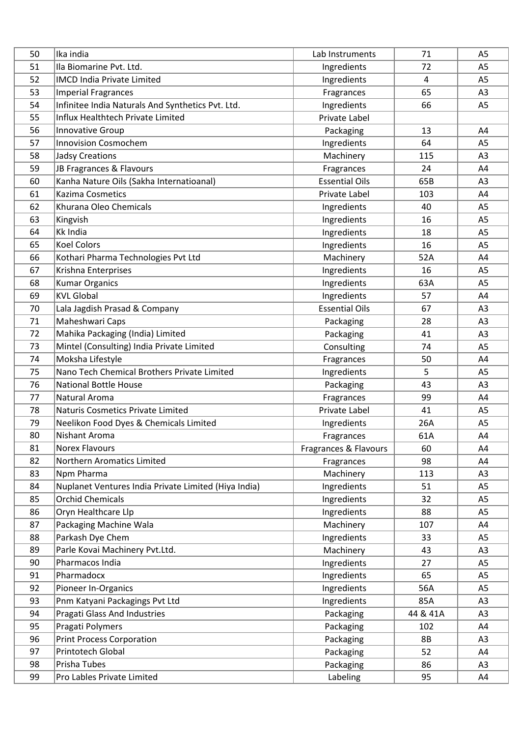| 50 | Ika india | Lab Instruments | 71 | A5 |
|---|---|---|---|---|
| 51 | Ila Biomarine Pvt. Ltd. | Ingredients | 72 | A5 |
| 52 | IMCD India Private Limited | Ingredients | 4 | A5 |
| 53 | Imperial Fragrances | Fragrances | 65 | A3 |
| 54 | Infinitee India Naturals And Synthetics Pvt. Ltd. | Ingredients | 66 | A5 |
| 55 | Influx Healthtech Private Limited | Private Label | | |
| 56 | Innovative Group | Packaging | 13 | A4 |
| 57 | Innovision Cosmochem | Ingredients | 64 | A5 |
| 58 | Jadsy Creations | Machinery | 115 | A3 |
| 59 | JB Fragrances & Flavours | Fragrances | 24 | A4 |
| 60 | Kanha Nature Oils (Sakha Internatioanal) | Essential Oils | 65B | A3 |
| 61 | Kazima Cosmetics | Private Label | 103 | A4 |
| 62 | Khurana Oleo Chemicals | Ingredients | 40 | A5 |
| 63 | Kingvish | Ingredients | 16 | A5 |
| 64 | Kk India | Ingredients | 18 | A5 |
| 65 | Koel Colors | Ingredients | 16 | A5 |
| 66 | Kothari Pharma Technologies Pvt Ltd | Machinery | 52A | A4 |
| 67 | Krishna Enterprises | Ingredients | 16 | A5 |
| 68 | Kumar Organics | Ingredients | 63A | A5 |
| 69 | KVL Global | Ingredients | 57 | A4 |
| 70 | Lala Jagdish Prasad & Company | Essential Oils | 67 | A3 |
| 71 | Maheshwari Caps | Packaging | 28 | A3 |
| 72 | Mahika Packaging (India) Limited | Packaging | 41 | A3 |
| 73 | Mintel (Consulting) India Private Limited | Consulting | 74 | A5 |
| 74 | Moksha Lifestyle | Fragrances | 50 | A4 |
| 75 | Nano Tech Chemical Brothers Private Limited | Ingredients | 5 | A5 |
| 76 | National Bottle House | Packaging | 43 | A3 |
| 77 | Natural Aroma | Fragrances | 99 | A4 |
| 78 | Naturis Cosmetics Private Limited | Private Label | 41 | A5 |
| 79 | Neelikon Food Dyes & Chemicals Limited | Ingredients | 26A | A5 |
| 80 | Nishant Aroma | Fragrances | 61A | A4 |
| 81 | Norex Flavours | Fragrances & Flavours | 60 | A4 |
| 82 | Northern Aromatics Limited | Fragrances | 98 | A4 |
| 83 | Npm Pharma | Machinery | 113 | A3 |
| 84 | Nuplanet Ventures India Private Limited (Hiya India) | Ingredients | 51 | A5 |
| 85 | Orchid Chemicals | Ingredients | 32 | A5 |
| 86 | Oryn Healthcare Llp | Ingredients | 88 | A5 |
| 87 | Packaging Machine Wala | Machinery | 107 | A4 |
| 88 | Parkash Dye Chem | Ingredients | 33 | A5 |
| 89 | Parle Kovai Machinery Pvt.Ltd. | Machinery | 43 | A3 |
| 90 | Pharmacos India | Ingredients | 27 | A5 |
| 91 | Pharmadocx | Ingredients | 65 | A5 |
| 92 | Pioneer In-Organics | Ingredients | 56A | A5 |
| 93 | Pnm Katyani Packagings Pvt Ltd | Ingredients | 85A | A3 |
| 94 | Pragati Glass And Industries | Packaging | 44 & 41A | A3 |
| 95 | Pragati Polymers | Packaging | 102 | A4 |
| 96 | Print Process Corporation | Packaging | 8B | A3 |
| 97 | Printotech Global | Packaging | 52 | A4 |
| 98 | Prisha Tubes | Packaging | 86 | A3 |
| 99 | Pro Lables Private Limited | Labeling | 95 | A4 |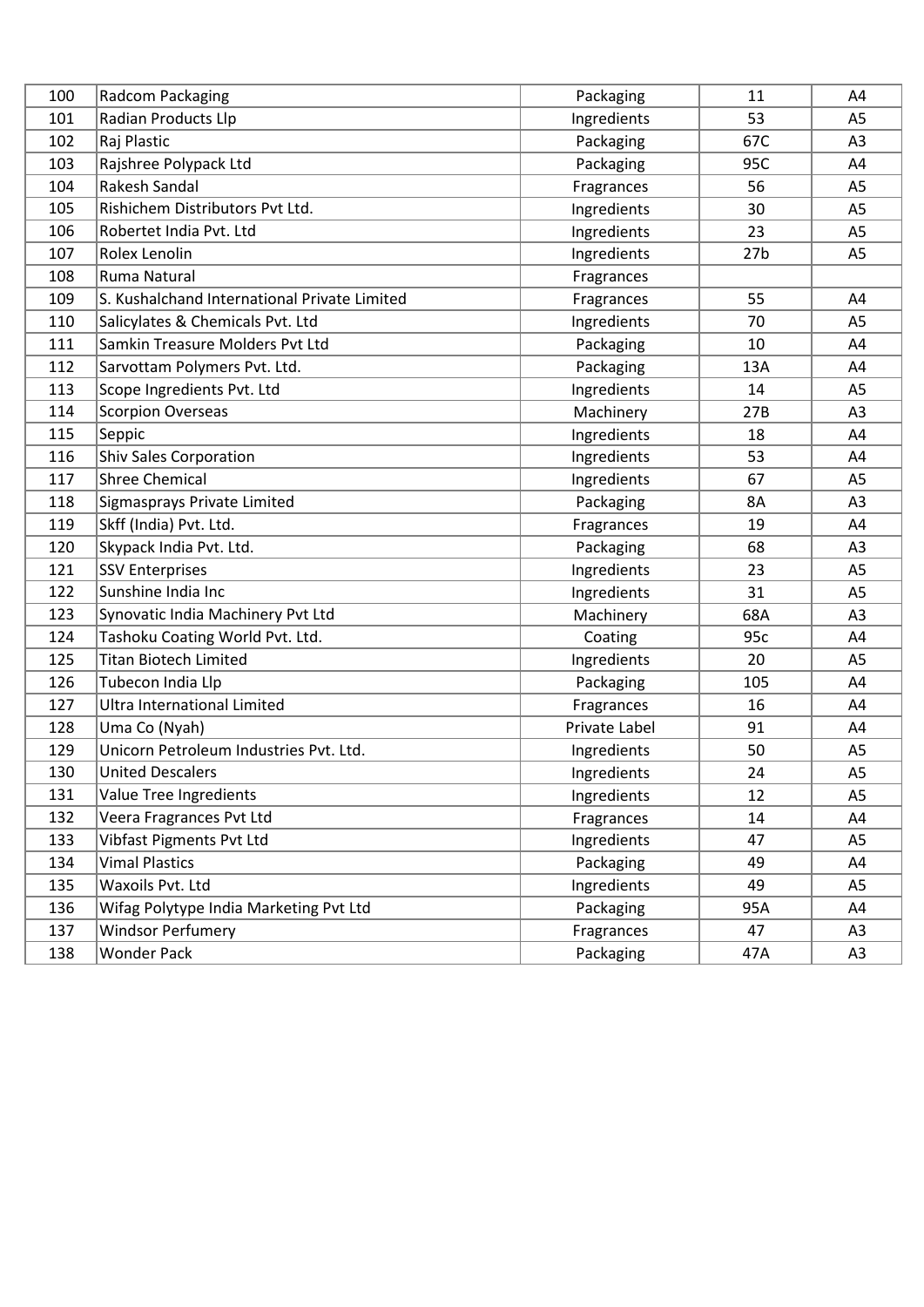| | | | | |
|---|---|---|---|---|
| 100 | Radcom Packaging | Packaging | 11 | A4 |
| 101 | Radian Products Llp | Ingredients | 53 | A5 |
| 102 | Raj Plastic | Packaging | 67C | A3 |
| 103 | Rajshree Polypack Ltd | Packaging | 95C | A4 |
| 104 | Rakesh Sandal | Fragrances | 56 | A5 |
| 105 | Rishichem Distributors Pvt Ltd. | Ingredients | 30 | A5 |
| 106 | Robertet India Pvt. Ltd | Ingredients | 23 | A5 |
| 107 | Rolex Lenolin | Ingredients | 27b | A5 |
| 108 | Ruma Natural | Fragrances | | |
| 109 | S. Kushalchand International Private Limited | Fragrances | 55 | A4 |
| 110 | Salicylates & Chemicals Pvt. Ltd | Ingredients | 70 | A5 |
| 111 | Samkin Treasure Molders Pvt Ltd | Packaging | 10 | A4 |
| 112 | Sarvottam Polymers Pvt. Ltd. | Packaging | 13A | A4 |
| 113 | Scope Ingredients Pvt. Ltd | Ingredients | 14 | A5 |
| 114 | Scorpion Overseas | Machinery | 27B | A3 |
| 115 | Seppic | Ingredients | 18 | A4 |
| 116 | Shiv Sales Corporation | Ingredients | 53 | A4 |
| 117 | Shree Chemical | Ingredients | 67 | A5 |
| 118 | Sigmasprays Private Limited | Packaging | 8A | A3 |
| 119 | Skff (India) Pvt. Ltd. | Fragrances | 19 | A4 |
| 120 | Skypack India Pvt. Ltd. | Packaging | 68 | A3 |
| 121 | SSV Enterprises | Ingredients | 23 | A5 |
| 122 | Sunshine India Inc | Ingredients | 31 | A5 |
| 123 | Synovatic India Machinery Pvt Ltd | Machinery | 68A | A3 |
| 124 | Tashoku Coating World Pvt. Ltd. | Coating | 95c | A4 |
| 125 | Titan Biotech Limited | Ingredients | 20 | A5 |
| 126 | Tubecon India Llp | Packaging | 105 | A4 |
| 127 | Ultra International Limited | Fragrances | 16 | A4 |
| 128 | Uma Co (Nyah) | Private Label | 91 | A4 |
| 129 | Unicorn Petroleum Industries Pvt. Ltd. | Ingredients | 50 | A5 |
| 130 | United Descalers | Ingredients | 24 | A5 |
| 131 | Value Tree Ingredients | Ingredients | 12 | A5 |
| 132 | Veera Fragrances Pvt Ltd | Fragrances | 14 | A4 |
| 133 | Vibfast Pigments Pvt Ltd | Ingredients | 47 | A5 |
| 134 | Vimal Plastics | Packaging | 49 | A4 |
| 135 | Waxoils Pvt. Ltd | Ingredients | 49 | A5 |
| 136 | Wifag Polytype India Marketing Pvt Ltd | Packaging | 95A | A4 |
| 137 | Windsor Perfumery | Fragrances | 47 | A3 |
| 138 | Wonder Pack | Packaging | 47A | A3 |